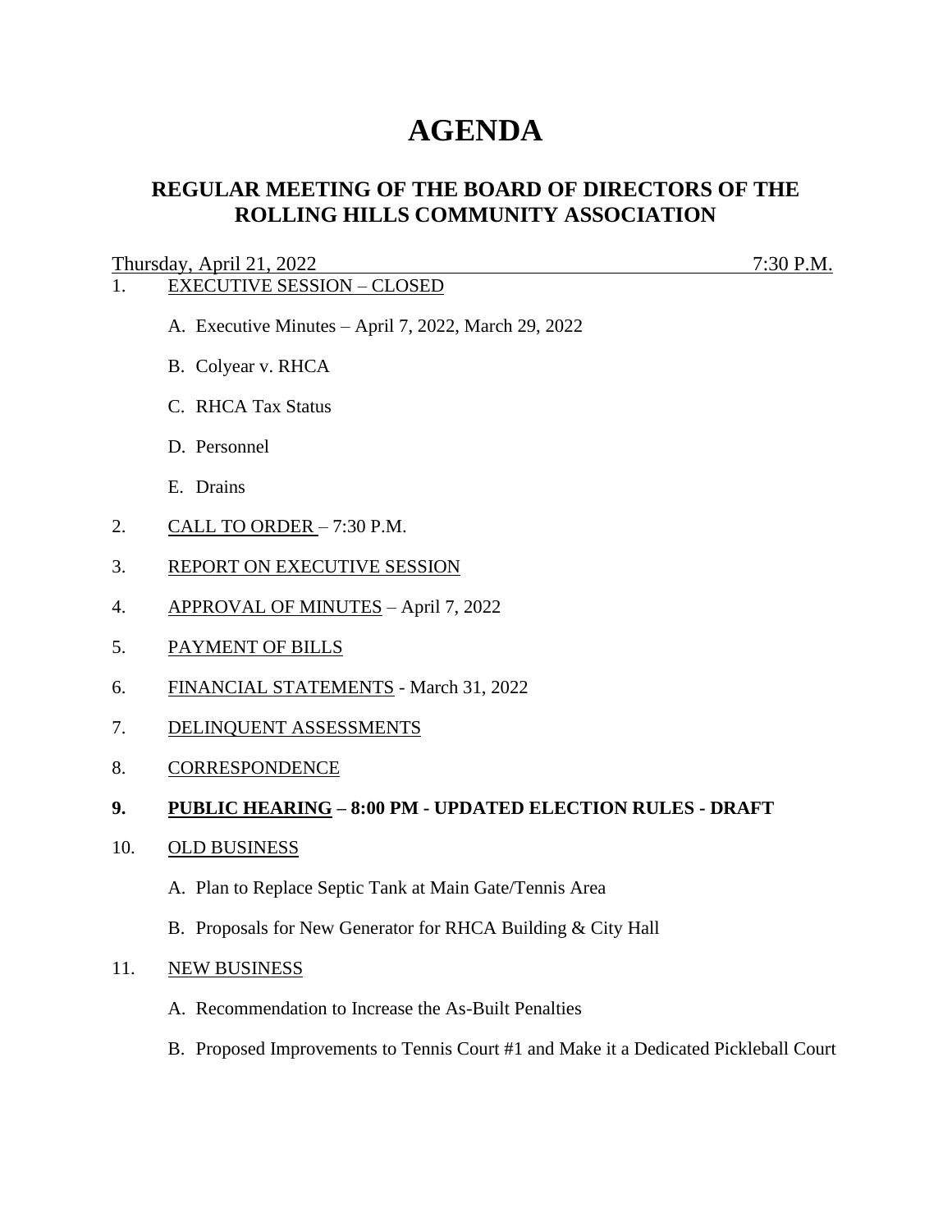# AGENDA

## REGULAR MEETING OF THE BOARD OF DIRECTORS OF THE ROLLING HILLS COMMUNITY ASSOCIATION

Thursday, April 21, 2022 7:30 P.M.

1. EXECUTIVE SESSION – CLOSED

   A. Executive Minutes – April 7, 2022, March 29, 2022

   B. Colyear v. RHCA

   C. RHCA Tax Status

   D. Personnel

   E. Drains

2. CALL TO ORDER – 7:30 P.M.

3. REPORT ON EXECUTIVE SESSION

4. APPROVAL OF MINUTES – April 7, 2022

5. PAYMENT OF BILLS

6. FINANCIAL STATEMENTS - March 31, 2022

7. DELINQUENT ASSESSMENTS

8. CORRESPONDENCE

9. **PUBLIC HEARING – 8:00 PM - UPDATED ELECTION RULES - DRAFT**

10. OLD BUSINESS

    A. Plan to Replace Septic Tank at Main Gate/Tennis Area

    B. Proposals for New Generator for RHCA Building & City Hall

11. NEW BUSINESS

    A. Recommendation to Increase the As-Built Penalties

    B. Proposed Improvements to Tennis Court #1 and Make it a Dedicated Pickleball Court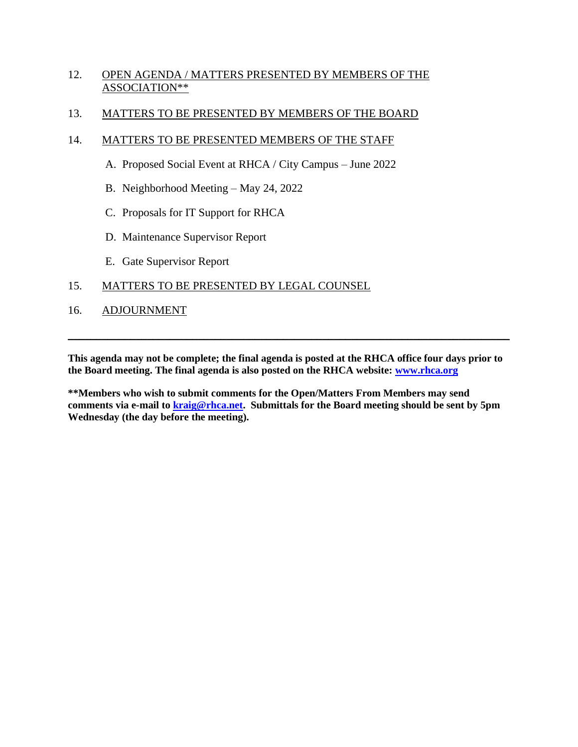12. OPEN AGENDA / MATTERS PRESENTED BY MEMBERS OF THE ASSOCIATION**

13. MATTERS TO BE PRESENTED BY MEMBERS OF THE BOARD

14. MATTERS TO BE PRESENTED MEMBERS OF THE STAFF

    A. Proposed Social Event at RHCA / City Campus – June 2022

    B. Neighborhood Meeting – May 24, 2022

    C. Proposals for IT Support for RHCA

    D. Maintenance Supervisor Report

    E. Gate Supervisor Report

15. MATTERS TO BE PRESENTED BY LEGAL COUNSEL

16. ADJOURNMENT

---

**This agenda may not be complete; the final agenda is posted at the RHCA office four days prior to the Board meeting. The final agenda is also posted on the RHCA website: www.rhca.org**

****Members who wish to submit comments for the Open/Matters From Members may send comments via e-mail to kraig@rhca.net. Submittals for the Board meeting should be sent by 5pm Wednesday (the day before the meeting).**